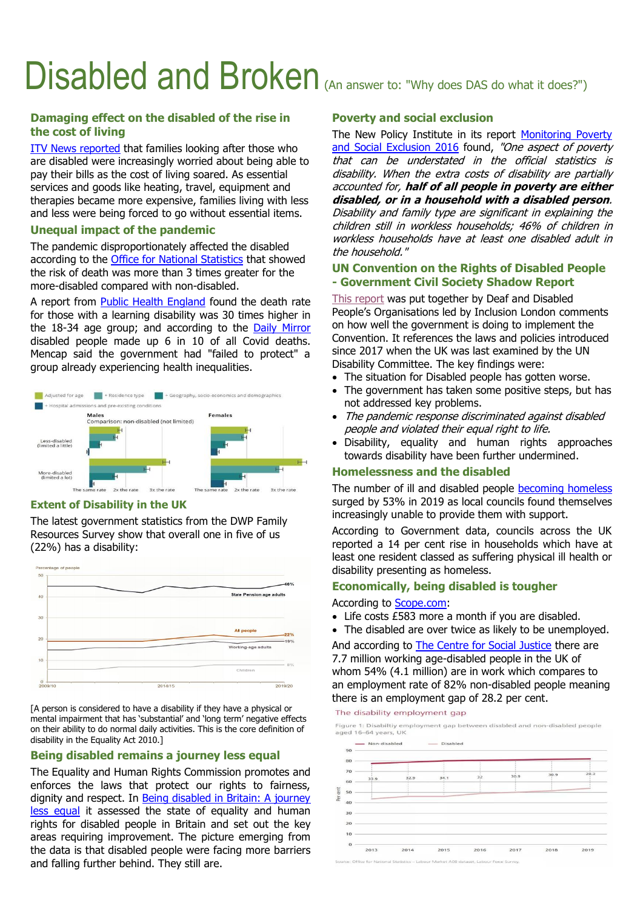# Disabled and Broken (An answer to: "Why does DAS do what it does?")

## Damaging effect on the disabled of the rise in the cost of living

ITV News reported that families looking after those who are disabled were increasingly worried about being able to pay their bills as the cost of living soared. As essential services and goods like heating, travel, equipment and therapies became more expensive, families living with less and less were being forced to go without essential items.

## Unequal impact of the pandemic

The pandemic disproportionately affected the disabled according to the Office for National Statistics that showed the risk of death was more than 3 times greater for the more-disabled compared with non-disabled.

A report from Public Health England found the death rate for those with a learning disability was 30 times higher in the 18-34 age group; and according to the Daily Mirror disabled people made up 6 in 10 of all Covid deaths. Mencap said the government had "failed to protect" a group already experiencing health inequalities.

## Extent of Disability in the UK

The latest government statistics from the DWP Family Resources Survey show that overall one in five of us (22%) has a disability:

[A person is considered to have a disability if they have a physical or mental impairment that has 'substantial' and 'long term' negative effects on their ability to do normal daily activities. This is the core definition of disability in the Equality Act 2010.]

## Being disabled remains a journey less equal

The Equality and Human Rights Commission promotes and enforces the laws that protect our rights to fairness, dignity and respect. In Being disabled in Britain: A journey less equal it assessed the state of equality and human rights for disabled people in Britain and set out the key areas requiring improvement. The picture emerging from the data is that disabled people were facing more barriers and falling further behind. They still are.

## Poverty and social exclusion

The New Policy Institute in its report Monitoring Poverty and Social Exclusion 2016 found, *"One aspect of poverty that can be understood in the official statistics is disability. When the extra costs of disability are partially accounted for,* ***half of all people in poverty are either disabled, or in a household with a disabled person****. Disability and family type are significant in explaining the children still in workless households; 46% of children in workless households have at least one disabled adult in the household."*

## UN Convention on the Rights of Disabled People - Government Civil Society Shadow Report

This report was put together by Deaf and Disabled People's Organisations led by Inclusion London comments on how well the government is doing to implement the Convention. It references the laws and policies introduced since 2017 when the UK was last examined by the UN Disability Committee. The key findings were:

- The situation for Disabled people has gotten worse.
- The government has taken some positive steps, but has not addressed key problems.
- *The pandemic response discriminated against disabled people and violated their equal right to life.*
- Disability, equality and human rights approaches towards disability have been further undermined.

## Homelessness and the disabled

The number of ill and disabled people becoming homeless surged by 53% in 2019 as local councils found themselves increasingly unable to provide them with support.

According to Government data, councils across the UK reported a 14 per cent rise in households which have at least one resident classed as suffering physical ill health or disability presenting as homeless.

## Economically, being disabled is tougher

According to Scope.com:

- Life costs £583 more a month if you are disabled.
- The disabled are over twice as likely to be unemployed.

And according to The Centre for Social Justice there are 7.7 million working age-disabled people in the UK of whom 54% (4.1 million) are in work which compares to an employment rate of 82% non-disabled people meaning there is an employment gap of 28.2 per cent.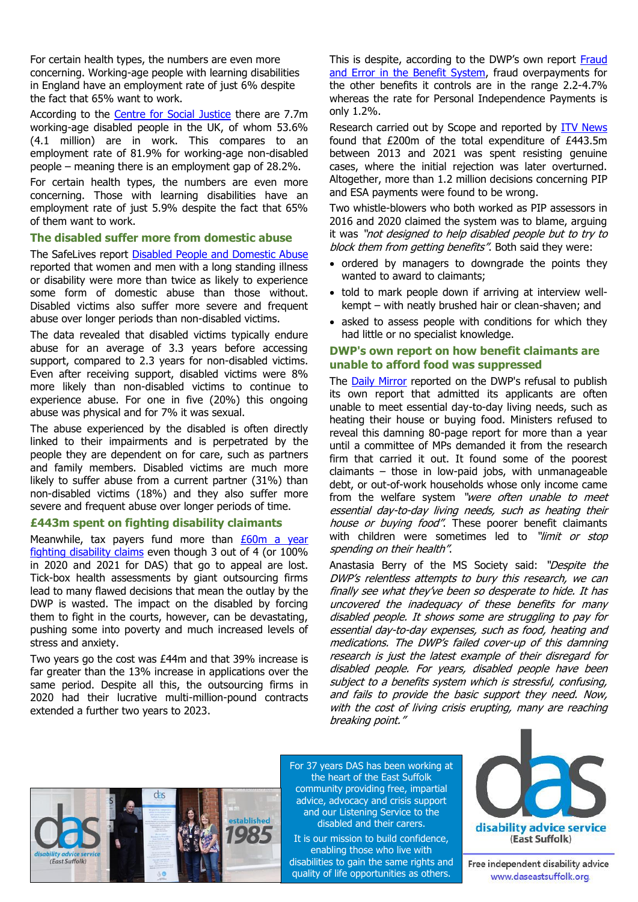For certain health types, the numbers are even more concerning. Working-age people with learning disabilities in England have an employment rate of just 6% despite the fact that 65% want to work.

According to the [Centre for Social Justice] there are 7.7m working-age disabled people in the UK, of whom 53.6% (4.1 million) are in work. This compares to an employment rate of 81.9% for working-age non-disabled people – meaning there is an employment gap of 28.2%.

For certain health types, the numbers are even more concerning. Those with learning disabilities have an employment rate of just 5.9% despite the fact that 65% of them want to work.

## The disabled suffer more from domestic abuse

The SafeLives report [Disabled People and Domestic Abuse] reported that women and men with a long standing illness or disability were more than twice as likely to experience some form of domestic abuse than those without. Disabled victims also suffer more severe and frequent abuse over longer periods than non-disabled victims.

The data revealed that disabled victims typically endure abuse for an average of 3.3 years before accessing support, compared to 2.3 years for non-disabled victims. Even after receiving support, disabled victims were 8% more likely than non-disabled victims to continue to experience abuse. For one in five (20%) this ongoing abuse was physical and for 7% it was sexual.

The abuse experienced by the disabled is often directly linked to their impairments and is perpetrated by the people they are dependent on for care, such as partners and family members. Disabled victims are much more likely to suffer abuse from a current partner (31%) than non-disabled victims (18%) and they also suffer more severe and frequent abuse over longer periods of time.

## £443m spent on fighting disability claimants

Meanwhile, tax payers fund more than [£60m a year fighting disability claims] even though 3 out of 4 (or 100% in 2020 and 2021 for DAS) that go to appeal are lost. Tick-box health assessments by giant outsourcing firms lead to many flawed decisions that mean the outlay by the DWP is wasted. The impact on the disabled by forcing them to fight in the courts, however, can be devastating, pushing some into poverty and much increased levels of stress and anxiety.

Two years go the cost was £44m and that 39% increase is far greater than the 13% increase in applications over the same period. Despite all this, the outsourcing firms in 2020 had their lucrative multi-million-pound contracts extended a further two years to 2023.

This is despite, according to the DWP's own report [Fraud and Error in the Benefit System], fraud overpayments for the other benefits it controls are in the range 2.2-4.7% whereas the rate for Personal Independence Payments is only 1.2%.

Research carried out by Scope and reported by [ITV News] found that £200m of the total expenditure of £443.5m between 2013 and 2021 was spent resisting genuine cases, where the initial rejection was later overturned. Altogether, more than 1.2 million decisions concerning PIP and ESA payments were found to be wrong.

Two whistle-blowers who both worked as PIP assessors in 2016 and 2020 claimed the system was to blame, arguing it was *"not designed to help disabled people but to try to block them from getting benefits"*. Both said they were:

- ordered by managers to downgrade the points they wanted to award to claimants;
- told to mark people down if arriving at interview well-kempt – with neatly brushed hair or clean-shaven; and
- asked to assess people with conditions for which they had little or no specialist knowledge.

## DWP's own report on how benefit claimants are unable to afford food was suppressed

The [Daily Mirror] reported on the DWP's refusal to publish its own report that admitted its applicants are often unable to meet essential day-to-day living needs, such as heating their house or buying food. Ministers refused to reveal this damning 80-page report for more than a year until a committee of MPs demanded it from the research firm that carried it out. It found some of the poorest claimants – those in low-paid jobs, with unmanageable debt, or out-of-work households whose only income came from the welfare system *"were often unable to meet essential day-to-day living needs, such as heating their house or buying food"*. These poorer benefit claimants with children were sometimes led to *"limit or stop spending on their health"*.

Anastasia Berry of the MS Society said: *"Despite the DWP's relentless attempts to bury this research, we can finally see what they've been so desperate to hide. It has uncovered the inadequacy of these benefits for many disabled people. It shows some are struggling to pay for essential day-to-day expenses, such as food, heating and medications. The DWP's failed cover-up of this damning research is just the latest example of their disregard for disabled people. For years, disabled people have been subject to a benefits system which is stressful, confusing, and fails to provide the basic support they need. Now, with the cost of living crisis erupting, many are reaching breaking point."*

For 37 years DAS has been working at the heart of the East Suffolk community providing free, impartial advice, advocacy and crisis support and our Listening Service to the disabled and their carers.

It is our mission to build confidence, enabling those who live with disabilities to gain the same rights and quality of life opportunities as others.

das
disability advice service
(East Suffolk)

Free independent disability advice
www.daseastsuffolk.org